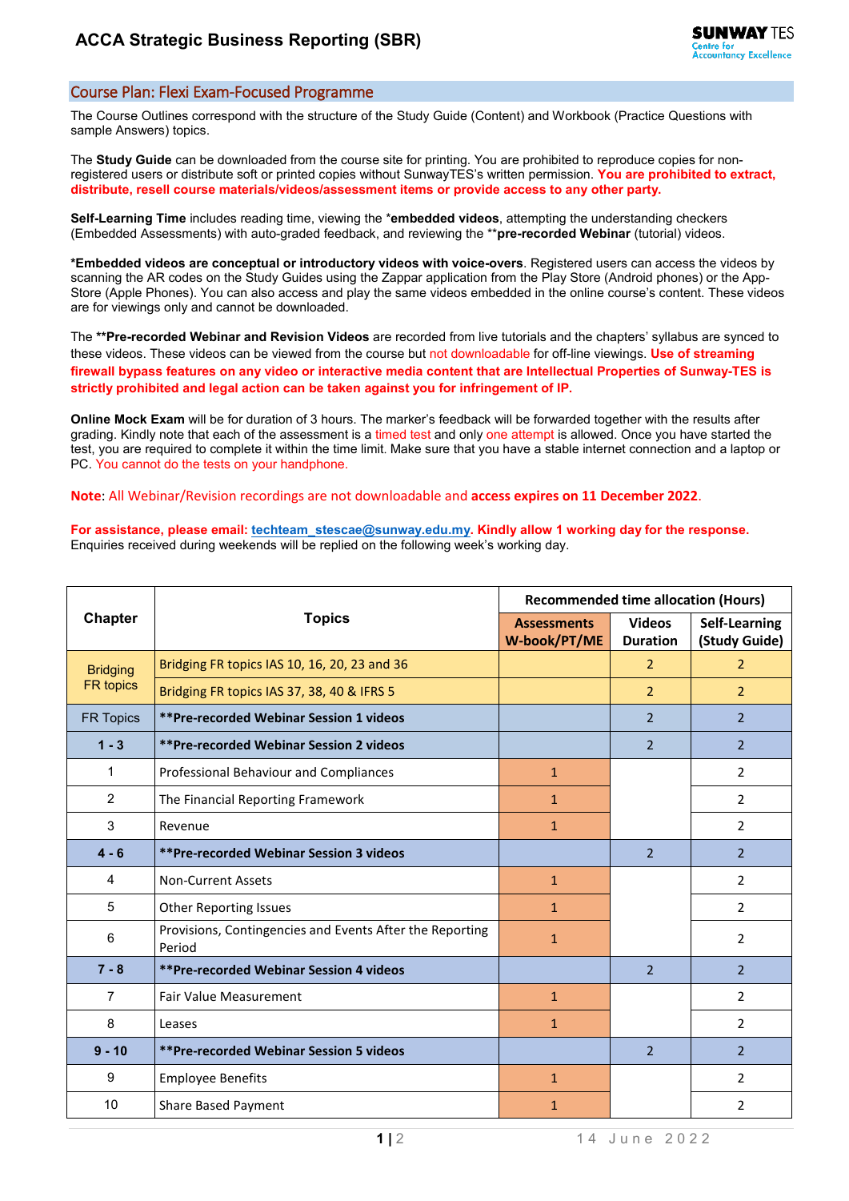# ACCA Strategic Business Reporting (SBR)

## Course Plan: Flexi Exam-Focused Programme

The Course Outlines correspond with the structure of the Study Guide (Content) and Workbook (Practice Questions with sample Answers) topics.

The **Study Guide** can be downloaded from the course site for printing. You are prohibited to reproduce copies for non-registered users or distribute soft or printed copies without SunwayTES's written permission. **You are prohibited to extract, distribute, resell course materials/videos/assessment items or provide access to any other party.**

**Self-Learning Time** includes reading time, viewing the ***embedded videos**, attempting the understanding checkers (Embedded Assessments) with auto-graded feedback, and reviewing the ****pre-recorded Webinar** (tutorial) videos.

***Embedded videos are conceptual or introductory videos with voice-overs**. Registered users can access the videos by scanning the AR codes on the Study Guides using the Zappar application from the Play Store (Android phones) or the App-Store (Apple Phones). You can also access and play the same videos embedded in the online course's content. These videos are for viewings only and cannot be downloaded.

The ****Pre-recorded Webinar and Revision Videos** are recorded from live tutorials and the chapters' syllabus are synced to these videos. These videos can be viewed from the course but not downloadable for off-line viewings. **Use of streaming firewall bypass features on any video or interactive media content that are Intellectual Properties of Sunway-TES is strictly prohibited and legal action can be taken against you for infringement of IP.**

**Online Mock Exam** will be for duration of 3 hours. The marker's feedback will be forwarded together with the results after grading. Kindly note that each of the assessment is a timed test and only one attempt is allowed. Once you have started the test, you are required to complete it within the time limit. Make sure that you have a stable internet connection and a laptop or PC. You cannot do the tests on your handphone.

**Note**: All Webinar/Revision recordings are not downloadable and **access expires on 11 December 2022**.

**For assistance, please email: techteam_stescae@sunway.edu.my. Kindly allow 1 working day for the response.**
Enquiries received during weekends will be replied on the following week's working day.

| Chapter | Topics | Recommended time allocation (Hours) | | |
|---|---|---|---|---|
| | | Assessments W-book/PT/ME | Videos Duration | Self-Learning (Study Guide) |
| Bridging FR topics | Bridging FR topics IAS 10, 16, 20, 23 and 36 | | 2 | 2 |
| | Bridging FR topics IAS 37, 38, 40 & IFRS 5 | | 2 | 2 |
| FR Topics | **Pre-recorded Webinar Session 1 videos** | | 2 | 2 |
| **1 - 3** | ****Pre-recorded Webinar Session 2 videos** | | 2 | 2 |
| 1 | Professional Behaviour and Compliances | 1 | | 2 |
| 2 | The Financial Reporting Framework | 1 | | 2 |
| 3 | Revenue | 1 | | 2 |
| **4 - 6** | ****Pre-recorded Webinar Session 3 videos** | | 2 | 2 |
| 4 | Non-Current Assets | 1 | | 2 |
| 5 | Other Reporting Issues | 1 | | 2 |
| 6 | Provisions, Contingencies and Events After the Reporting Period | 1 | | 2 |
| **7 - 8** | ****Pre-recorded Webinar Session 4 videos** | | 2 | 2 |
| 7 | Fair Value Measurement | 1 | | 2 |
| 8 | Leases | 1 | | 2 |
| **9 - 10** | ****Pre-recorded Webinar Session 5 videos** | | 2 | 2 |
| 9 | Employee Benefits | 1 | | 2 |
| 10 | Share Based Payment | 1 | | 2 |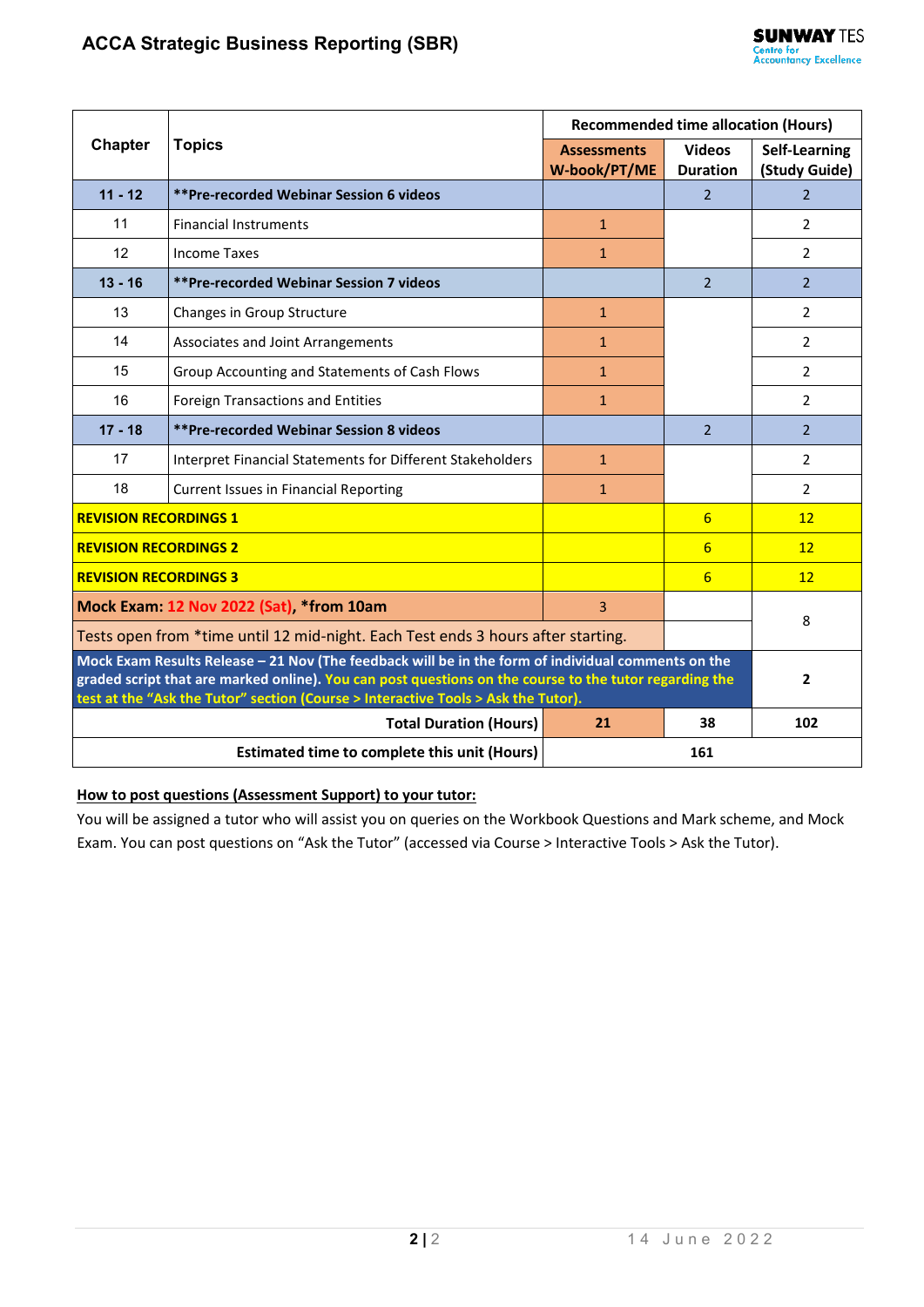| Chapter | Topics | Recommended time allocation (Hours) | | |
|---|---|---|---|---|
| | | Assessments W-book/PT/ME | Videos Duration | Self-Learning (Study Guide) |
| 11 - 12 | **Pre-recorded Webinar Session 6 videos | | 2 | 2 |
| 11 | Financial Instruments | 1 | | 2 |
| 12 | Income Taxes | 1 | | 2 |
| 13 - 16 | **Pre-recorded Webinar Session 7 videos | | 2 | 2 |
| 13 | Changes in Group Structure | 1 | | 2 |
| 14 | Associates and Joint Arrangements | 1 | | 2 |
| 15 | Group Accounting and Statements of Cash Flows | 1 | | 2 |
| 16 | Foreign Transactions and Entities | 1 | | 2 |
| 17 - 18 | **Pre-recorded Webinar Session 8 videos | | 2 | 2 |
| 17 | Interpret Financial Statements for Different Stakeholders | 1 | | 2 |
| 18 | Current Issues in Financial Reporting | 1 | | 2 |
| REVISION RECORDINGS 1 | | | 6 | 12 |
| REVISION RECORDINGS 2 | | | 6 | 12 |
| REVISION RECORDINGS 3 | | | 6 | 12 |
| Mock Exam: 12 Nov 2022 (Sat), *from 10am | | 3 | | 8 |
| Tests open from *time until 12 mid-night. Each Test ends 3 hours after starting. | | | | |
| Mock Exam Results Release – 21 Nov (The feedback will be in the form of individual comments on the graded script that are marked online). You can post questions on the course to the tutor regarding the test at the "Ask the Tutor" section (Course > Interactive Tools > Ask the Tutor). | | | | 2 |
| Total Duration (Hours) | | 21 | 38 | 102 |
| Estimated time to complete this unit (Hours) | | 161 | | |

**How to post questions (Assessment Support) to your tutor:**

You will be assigned a tutor who will assist you on queries on the Workbook Questions and Mark scheme, and Mock Exam. You can post questions on "Ask the Tutor" (accessed via Course > Interactive Tools > Ask the Tutor).